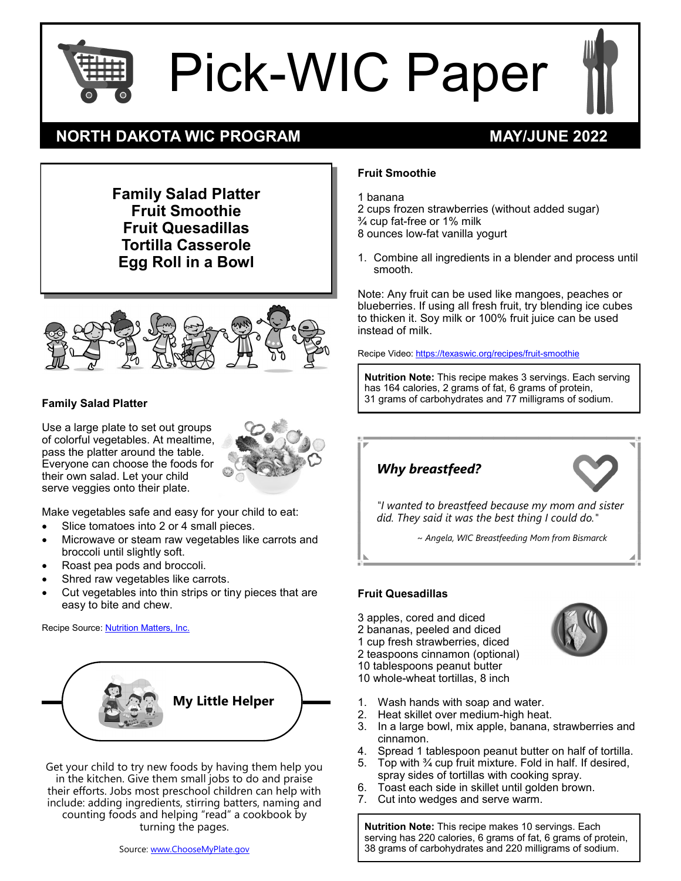# Pick-WIC Paper

**NORTH DAKOTA WIC PROGRAM** **MAY/JUNE 2022**

**Family Salad Platter**
**Fruit Smoothie**
**Fruit Quesadillas**
**Tortilla Casserole**
**Egg Roll in a Bowl**

### Family Salad Platter

Use a large plate to set out groups of colorful vegetables. At mealtime, pass the platter around the table. Everyone can choose the foods for their own salad. Let your child serve veggies onto their plate.

Make vegetables safe and easy for your child to eat:

- Slice tomatoes into 2 or 4 small pieces.
- Microwave or steam raw vegetables like carrots and broccoli until slightly soft.
- Roast pea pods and broccoli.
- Shred raw vegetables like carrots.
- Cut vegetables into thin strips or tiny pieces that are easy to bite and chew.

Recipe Source: Nutrition Matters, Inc.

### My Little Helper

Get your child to try new foods by having them help you in the kitchen. Give them small jobs to do and praise their efforts. Jobs most preschool children can help with include: adding ingredients, stirring batters, naming and counting foods and helping "read" a cookbook by turning the pages.

Source: www.ChooseMyPlate.gov

### Fruit Smoothie

1 banana
2 cups frozen strawberries (without added sugar)
¾ cup fat-free or 1% milk
8 ounces low-fat vanilla yogurt

1. Combine all ingredients in a blender and process until smooth.

Note: Any fruit can be used like mangoes, peaches or blueberries. If using all fresh fruit, try blending ice cubes to thicken it. Soy milk or 100% fruit juice can be used instead of milk.

Recipe Video: https://texaswic.org/recipes/fruit-smoothie

**Nutrition Note:** This recipe makes 3 servings. Each serving has 164 calories, 2 grams of fat, 6 grams of protein, 31 grams of carbohydrates and 77 milligrams of sodium.

### *Why breastfeed?*

*"I wanted to breastfeed because my mom and sister did. They said it was the best thing I could do."*

*~ Angela, WIC Breastfeeding Mom from Bismarck*

### Fruit Quesadillas

3 apples, cored and diced
2 bananas, peeled and diced
1 cup fresh strawberries, diced
2 teaspoons cinnamon (optional)
10 tablespoons peanut butter
10 whole-wheat tortillas, 8 inch

1. Wash hands with soap and water.
2. Heat skillet over medium-high heat.
3. In a large bowl, mix apple, banana, strawberries and cinnamon.
4. Spread 1 tablespoon peanut butter on half of tortilla.
5. Top with ¾ cup fruit mixture. Fold in half. If desired, spray sides of tortillas with cooking spray.
6. Toast each side in skillet until golden brown.
7. Cut into wedges and serve warm.

**Nutrition Note:** This recipe makes 10 servings. Each serving has 220 calories, 6 grams of fat, 6 grams of protein, 38 grams of carbohydrates and 220 milligrams of sodium.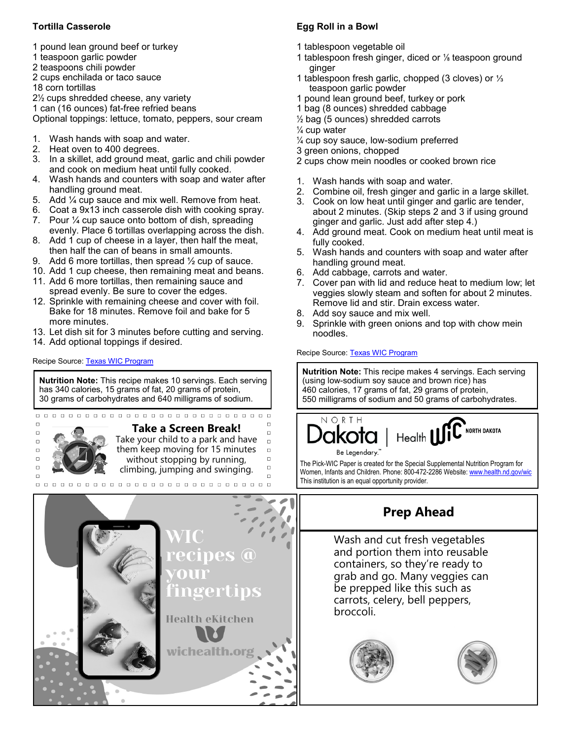## Tortilla Casserole

1 pound lean ground beef or turkey
1 teaspoon garlic powder
2 teaspoons chili powder
2 cups enchilada or taco sauce
18 corn tortillas
2½ cups shredded cheese, any variety
1 can (16 ounces) fat-free refried beans
Optional toppings: lettuce, tomato, peppers, sour cream

1. Wash hands with soap and water.
2. Heat oven to 400 degrees.
3. In a skillet, add ground meat, garlic and chili powder and cook on medium heat until fully cooked.
4. Wash hands and counters with soap and water after handling ground meat.
5. Add ¼ cup sauce and mix well. Remove from heat.
6. Coat a 9x13 inch casserole dish with cooking spray.
7. Pour ¼ cup sauce onto bottom of dish, spreading evenly. Place 6 tortillas overlapping across the dish.
8. Add 1 cup of cheese in a layer, then half the meat, then half the can of beans in small amounts.
9. Add 6 more tortillas, then spread ½ cup of sauce.
10. Add 1 cup cheese, then remaining meat and beans.
11. Add 6 more tortillas, then remaining sauce and spread evenly. Be sure to cover the edges.
12. Sprinkle with remaining cheese and cover with foil. Bake for 18 minutes. Remove foil and bake for 5 more minutes.
13. Let dish sit for 3 minutes before cutting and serving.
14. Add optional toppings if desired.

Recipe Source: Texas WIC Program

**Nutrition Note:** This recipe makes 10 servings. Each serving has 340 calories, 15 grams of fat, 20 grams of protein, 30 grams of carbohydrates and 640 milligrams of sodium.

**Take a Screen Break!**
Take your child to a park and have them keep moving for 15 minutes without stopping by running, climbing, jumping and swinging.

## Egg Roll in a Bowl

1 tablespoon vegetable oil
1 tablespoon fresh ginger, diced or ⅛ teaspoon ground ginger
1 tablespoon fresh garlic, chopped (3 cloves) or ⅓ teaspoon garlic powder
1 pound lean ground beef, turkey or pork
1 bag (8 ounces) shredded cabbage
½ bag (5 ounces) shredded carrots
¼ cup water
¼ cup soy sauce, low-sodium preferred
3 green onions, chopped
2 cups chow mein noodles or cooked brown rice

1. Wash hands with soap and water.
2. Combine oil, fresh ginger and garlic in a large skillet.
3. Cook on low heat until ginger and garlic are tender, about 2 minutes. (Skip steps 2 and 3 if using ground ginger and garlic. Just add after step 4.)
4. Add ground meat. Cook on medium heat until meat is fully cooked.
5. Wash hands and counters with soap and water after handling ground meat.
6. Add cabbage, carrots and water.
7. Cover pan with lid and reduce heat to medium low; let veggies slowly steam and soften for about 2 minutes. Remove lid and stir. Drain excess water.
8. Add soy sauce and mix well.
9. Sprinkle with green onions and top with chow mein noodles.

Recipe Source: Texas WIC Program

**Nutrition Note:** This recipe makes 4 servings. Each serving (using low-sodium soy sauce and brown rice) has 460 calories, 17 grams of fat, 29 grams of protein, 550 milligrams of sodium and 50 grams of carbohydrates.

NORTH Dakota | Health WIC NORTH DAKOTA
Be Legendary.™

The Pick-WIC Paper is created for the Special Supplemental Nutrition Program for Women, Infants and Children. Phone: 800-472-2286 Website: www.health.nd.gov/wic
This institution is an equal opportunity provider.

WIC recipes @ your fingertips

Health eKitchen

wichealth.org

## Prep Ahead

Wash and cut fresh vegetables and portion them into reusable containers, so they're ready to grab and go. Many veggies can be prepped like this such as carrots, celery, bell peppers, broccoli.